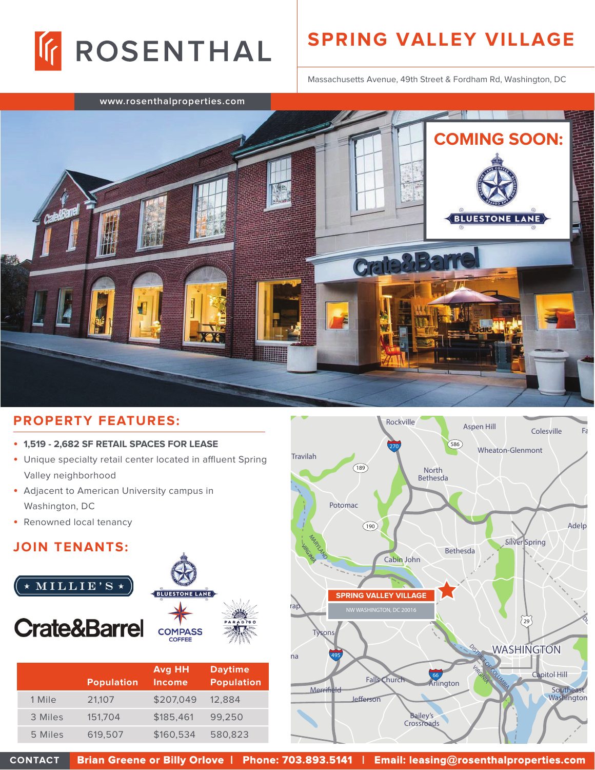# ROSENTHAL

## SPRING VALLEY VILLAGE

Massachusetts Avenue, 49th Street & Fordham Rd, Washington, DC

www.rosenthalproperties.com

**COMING SOON:** BLUESTONE LANE

## PROPERTY FEATURES:

- **1,519 - 2,682 SF RETAIL SPACES FOR LEASE**
- Unique specialty retail center located in affluent Spring Valley neighborhood
- Adjacent to American University campus in Washington, DC
- Renowned local tenancy

## JOIN TENANTS:

MILLIE'S · Bluestone Lane · Crate&Barrel · Compass Coffee · Paradiso

| | Population | Avg HH Income | Daytime Population |
|---|---|---|---|
| 1 Mile | 21,107 | $207,049 | 12,884 |
| 3 Miles | 151,704 | $185,461 | 99,250 |
| 5 Miles | 619,507 | $160,534 | 580,823 |

SPRING VALLEY VILLAGE
NW WASHINGTON, DC 20016

**CONTACT** Brian Greene or Billy Orlove | Phone: 703.893.5141 | Email: leasing@rosenthalproperties.com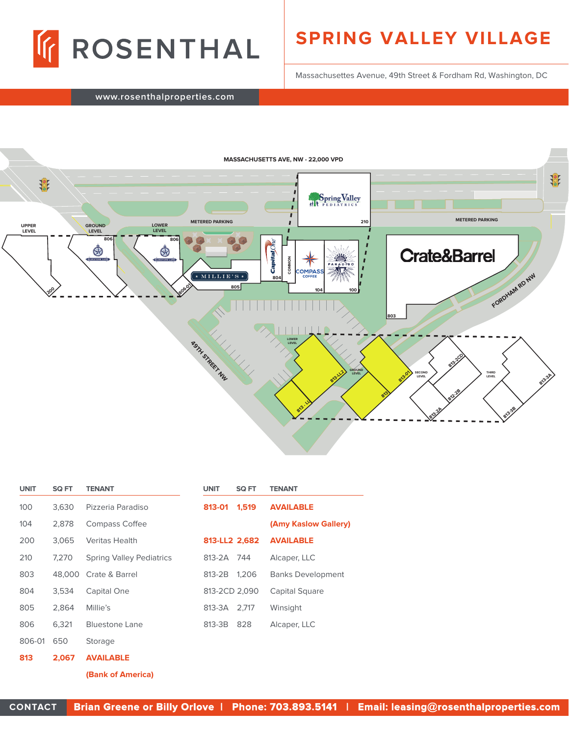ROSENTHAL

# SPRING VALLEY VILLAGE

Massachusettes Avenue, 49th Street & Fordham Rd, Washington, DC

www.rosenthalproperties.com

MASSACHUSETTS AVE, NW - 22,000 VPD

METERED PARKING

METERED PARKING

UPPER LEVEL

GROUND LEVEL

LOWER LEVEL

FORDHAM RD NW

49TH STREET NW

LOWER LEVEL

GROUND LEVEL

SECOND LEVEL

THIRD LEVEL

| UNIT | SQ FT | TENANT |
|---|---|---|
| 100 | 3,630 | Pizzeria Paradiso |
| 104 | 2,878 | Compass Coffee |
| 200 | 3,065 | Veritas Health |
| 210 | 7,270 | Spring Valley Pediatrics |
| 803 | 48,000 | Crate & Barrel |
| 804 | 3,534 | Capital One |
| 805 | 2,864 | Millie's |
| 806 | 6,321 | Bluestone Lane |
| 806-01 | 650 | Storage |
| **813** | **2,067** | **AVAILABLE (Bank of America)** |

| UNIT | SQ FT | TENANT |
|---|---|---|
| **813-01** | **1,519** | **AVAILABLE (Amy Kaslow Gallery)** |
| **813-LL2** | **2,682** | **AVAILABLE** |
| 813-2A | 744 | Alcaper, LLC |
| 813-2B | 1,206 | Banks Development |
| 813-2CD | 2,090 | Capital Square |
| 813-3A | 2,717 | Winsight |
| 813-3B | 828 | Alcaper, LLC |

**CONTACT** Brian Greene or Billy Orlove | Phone: 703.893.5141 | Email: leasing@rosenthalproperties.com